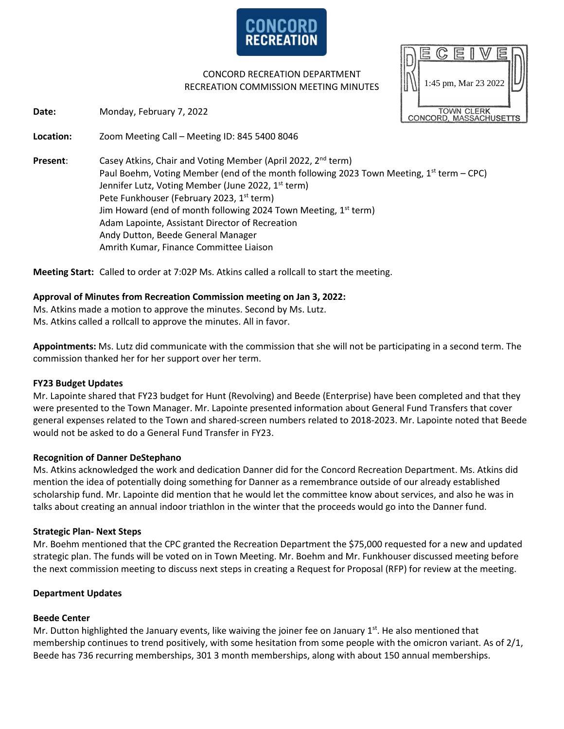CONCORD RECREATION

CONCORD RECREATION DEPARTMENT
RECREATION COMMISSION MEETING MINUTES

RECEIVED
1:45 pm, Mar 23 2022
TOWN CLERK
CONCORD, MASSACHUSETTS

**Date:** Monday, February 7, 2022

**Location:** Zoom Meeting Call – Meeting ID: 845 5400 8046

**Present**: Casey Atkins, Chair and Voting Member (April 2022, 2nd term)
Paul Boehm, Voting Member (end of the month following 2023 Town Meeting, 1st term – CPC)
Jennifer Lutz, Voting Member (June 2022, 1st term)
Pete Funkhouser (February 2023, 1st term)
Jim Howard (end of month following 2024 Town Meeting, 1st term)
Adam Lapointe, Assistant Director of Recreation
Andy Dutton, Beede General Manager
Amrith Kumar, Finance Committee Liaison

**Meeting Start:** Called to order at 7:02P Ms. Atkins called a rollcall to start the meeting.

**Approval of Minutes from Recreation Commission meeting on Jan 3, 2022:**
Ms. Atkins made a motion to approve the minutes. Second by Ms. Lutz.
Ms. Atkins called a rollcall to approve the minutes. All in favor.

**Appointments:** Ms. Lutz did communicate with the commission that she will not be participating in a second term. The commission thanked her for her support over her term.

**FY23 Budget Updates**

Mr. Lapointe shared that FY23 budget for Hunt (Revolving) and Beede (Enterprise) have been completed and that they were presented to the Town Manager. Mr. Lapointe presented information about General Fund Transfers that cover general expenses related to the Town and shared-screen numbers related to 2018-2023. Mr. Lapointe noted that Beede would not be asked to do a General Fund Transfer in FY23.

**Recognition of Danner DeStephano**

Ms. Atkins acknowledged the work and dedication Danner did for the Concord Recreation Department. Ms. Atkins did mention the idea of potentially doing something for Danner as a remembrance outside of our already established scholarship fund. Mr. Lapointe did mention that he would let the committee know about services, and also he was in talks about creating an annual indoor triathlon in the winter that the proceeds would go into the Danner fund.

**Strategic Plan- Next Steps**

Mr. Boehm mentioned that the CPC granted the Recreation Department the $75,000 requested for a new and updated strategic plan. The funds will be voted on in Town Meeting. Mr. Boehm and Mr. Funkhouser discussed meeting before the next commission meeting to discuss next steps in creating a Request for Proposal (RFP) for review at the meeting.

**Department Updates**

**Beede Center**

Mr. Dutton highlighted the January events, like waiving the joiner fee on January 1st. He also mentioned that membership continues to trend positively, with some hesitation from some people with the omicron variant. As of 2/1, Beede has 736 recurring memberships, 301 3 month memberships, along with about 150 annual memberships.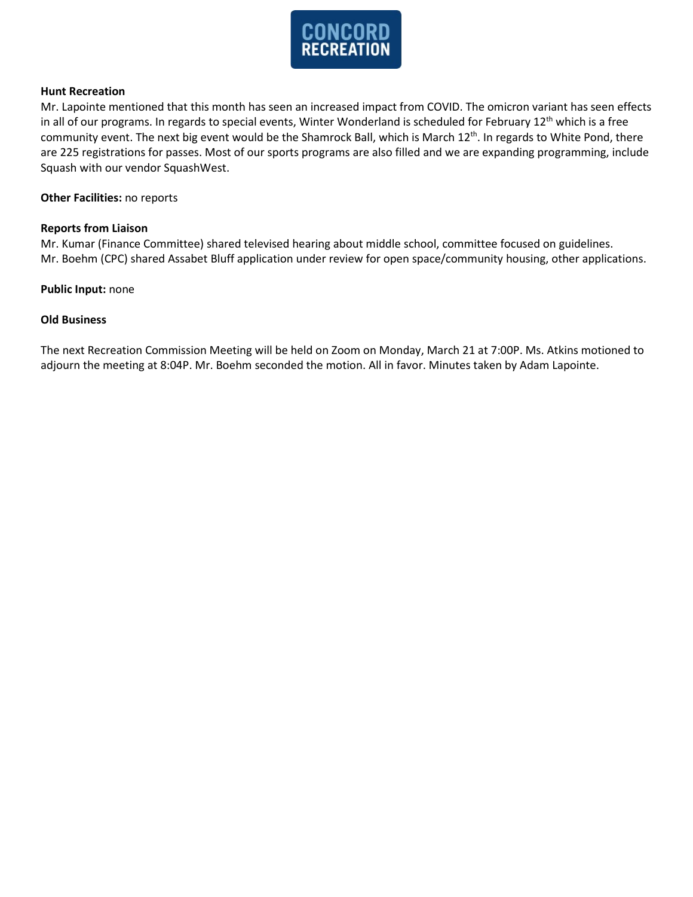**Hunt Recreation**

Mr. Lapointe mentioned that this month has seen an increased impact from COVID. The omicron variant has seen effects in all of our programs. In regards to special events, Winter Wonderland is scheduled for February 12th which is a free community event. The next big event would be the Shamrock Ball, which is March 12th. In regards to White Pond, there are 225 registrations for passes. Most of our sports programs are also filled and we are expanding programming, include Squash with our vendor SquashWest.

**Other Facilities:** no reports

**Reports from Liaison**

Mr. Kumar (Finance Committee) shared televised hearing about middle school, committee focused on guidelines.
Mr. Boehm (CPC) shared Assabet Bluff application under review for open space/community housing, other applications.

**Public Input:** none

**Old Business**

The next Recreation Commission Meeting will be held on Zoom on Monday, March 21 at 7:00P. Ms. Atkins motioned to adjourn the meeting at 8:04P. Mr. Boehm seconded the motion. All in favor. Minutes taken by Adam Lapointe.